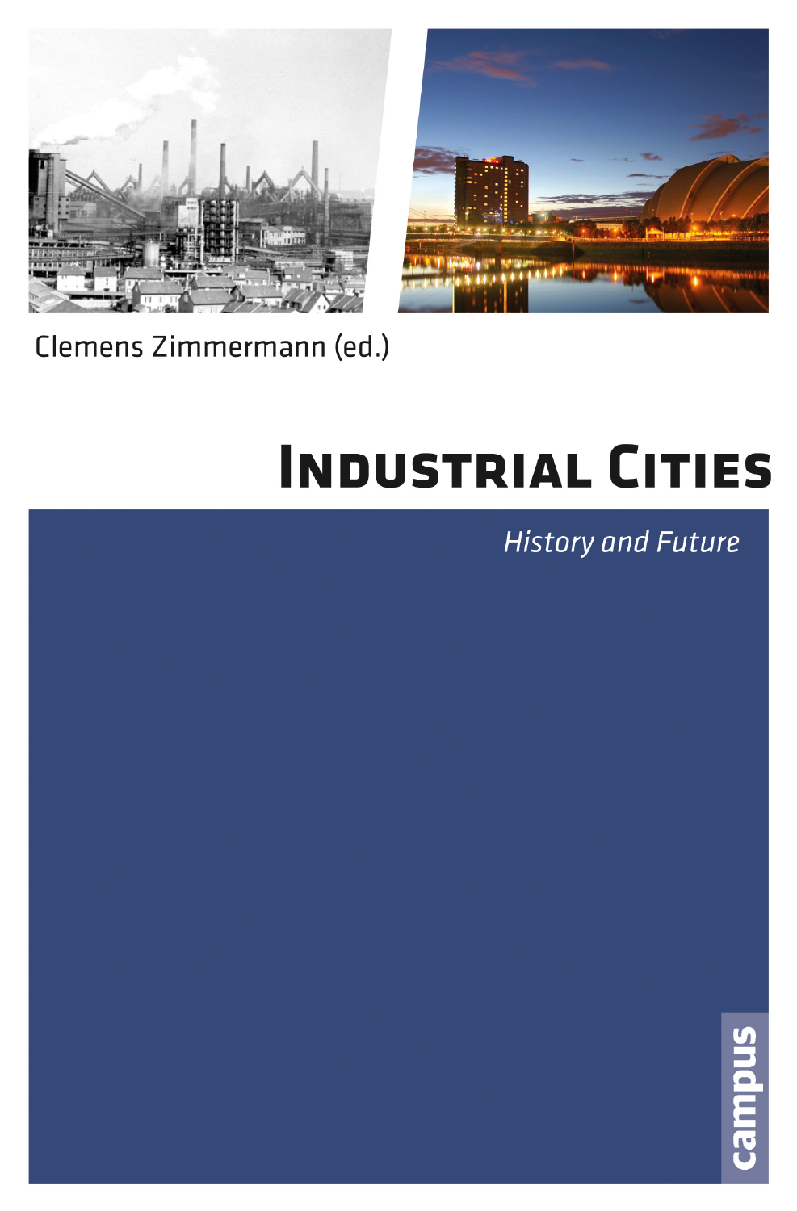Clemens Zimmermann (ed.)

# Industrial Cities

*History and Future*

campus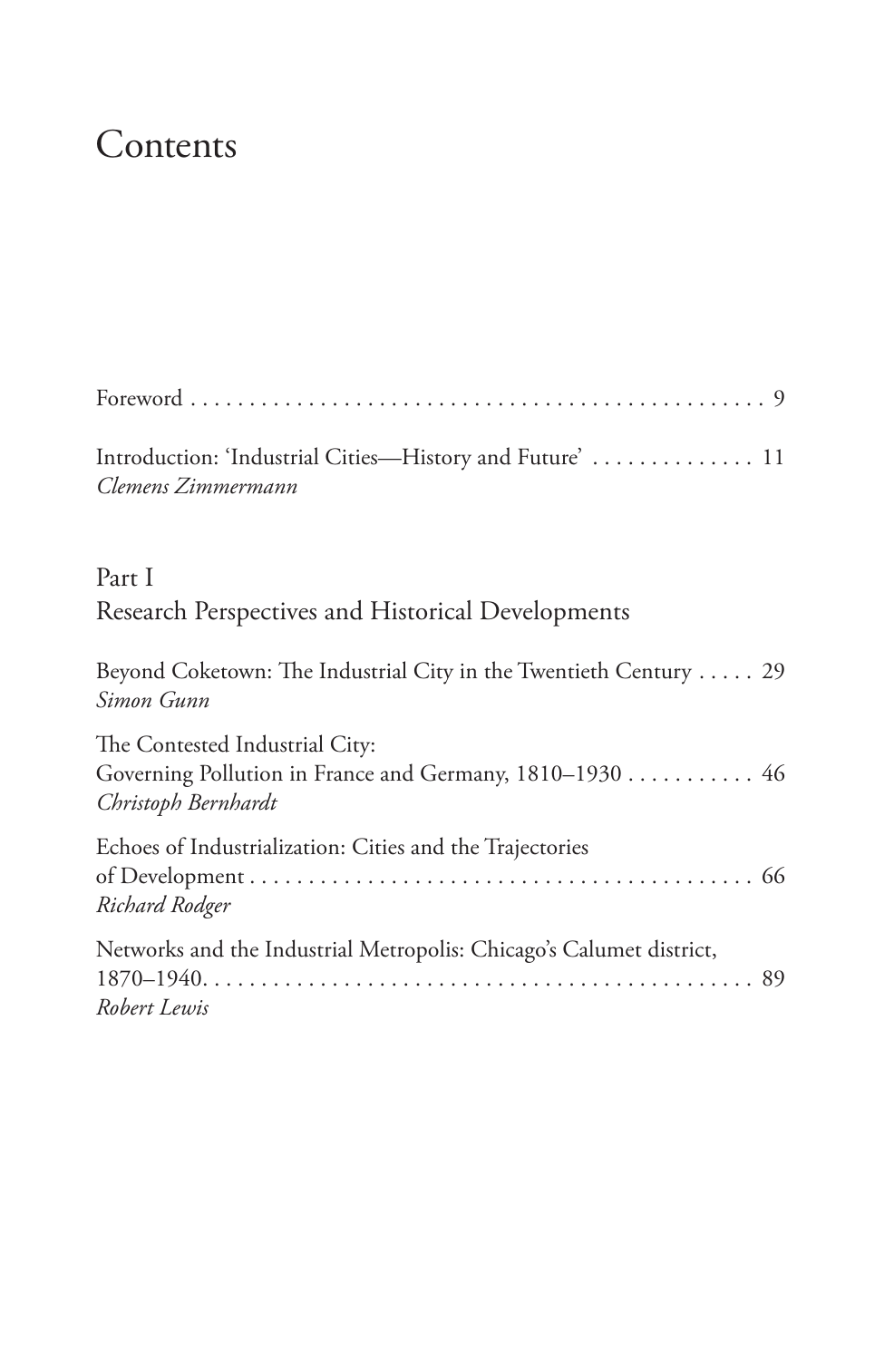# Contents

Foreword . . . . . . . . . . . . . . . . . . . . . . . . . . . . . . . . . . . . . . . . . . . . . . . . . . 9

Introduction: 'Industrial Cities—History and Future' . . . . . . . . . . . . . . 11
*Clemens Zimmermann*

## Part I
## Research Perspectives and Historical Developments

Beyond Coketown: The Industrial City in the Twentieth Century . . . . . 29
*Simon Gunn*

The Contested Industrial City:
Governing Pollution in France and Germany, 1810–1930 . . . . . . . . . . . 46
*Christoph Bernhardt*

Echoes of Industrialization: Cities and the Trajectories
of Development . . . . . . . . . . . . . . . . . . . . . . . . . . . . . . . . . . . . . . . . . . . . 66
*Richard Rodger*

Networks and the Industrial Metropolis: Chicago's Calumet district,
1870–1940. . . . . . . . . . . . . . . . . . . . . . . . . . . . . . . . . . . . . . . . . . . . . . . . . 89
*Robert Lewis*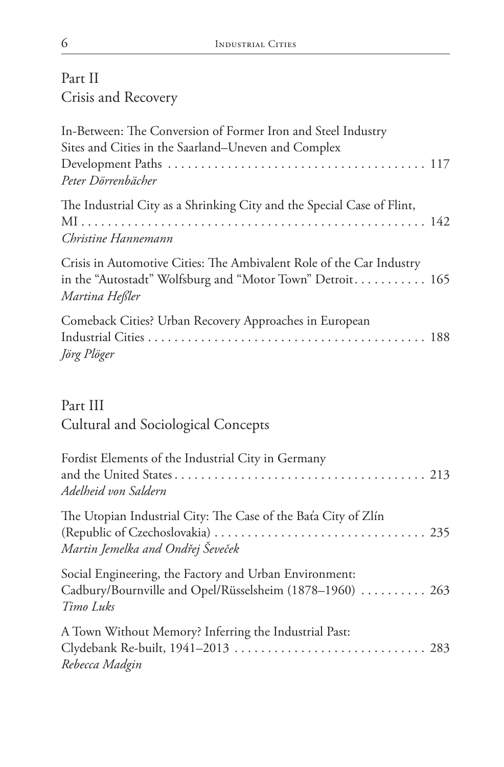## Part II
## Crisis and Recovery

In-Between: The Conversion of Former Iron and Steel Industry Sites and Cities in the Saarland–Uneven and Complex Development Paths . . . . . . . . . . . . . . . . . . . . . . . . . . . . . . . . . . . . . . . 117
*Peter Dörrenbächer*

The Industrial City as a Shrinking City and the Special Case of Flint, MI . . . . . . . . . . . . . . . . . . . . . . . . . . . . . . . . . . . . . . . . . . . . . . . . . . . . 142
*Christine Hannemann*

Crisis in Automotive Cities: The Ambivalent Role of the Car Industry in the "Autostadt" Wolfsburg and "Motor Town" Detroit. . . . . . . . . . . 165
*Martina Heßler*

Comeback Cities? Urban Recovery Approaches in European Industrial Cities . . . . . . . . . . . . . . . . . . . . . . . . . . . . . . . . . . . . . . . . . . . 188
*Jörg Plöger*

## Part III
## Cultural and Sociological Concepts

Fordist Elements of the Industrial City in Germany and the United States . . . . . . . . . . . . . . . . . . . . . . . . . . . . . . . . . . . . . . 213
*Adelheid von Saldern*

The Utopian Industrial City: The Case of the Baťa City of Zlín (Republic of Czechoslovakia) . . . . . . . . . . . . . . . . . . . . . . . . . . . . . . . 235
*Martin Jemelka and Ondřej Ševeček*

Social Engineering, the Factory and Urban Environment: Cadbury/Bournville and Opel/Rüsselsheim (1878–1960) . . . . . . . . . . 263
*Timo Luks*

A Town Without Memory? Inferring the Industrial Past: Clydebank Re-built, 1941–2013 . . . . . . . . . . . . . . . . . . . . . . . . . . . . . 283
*Rebecca Madgin*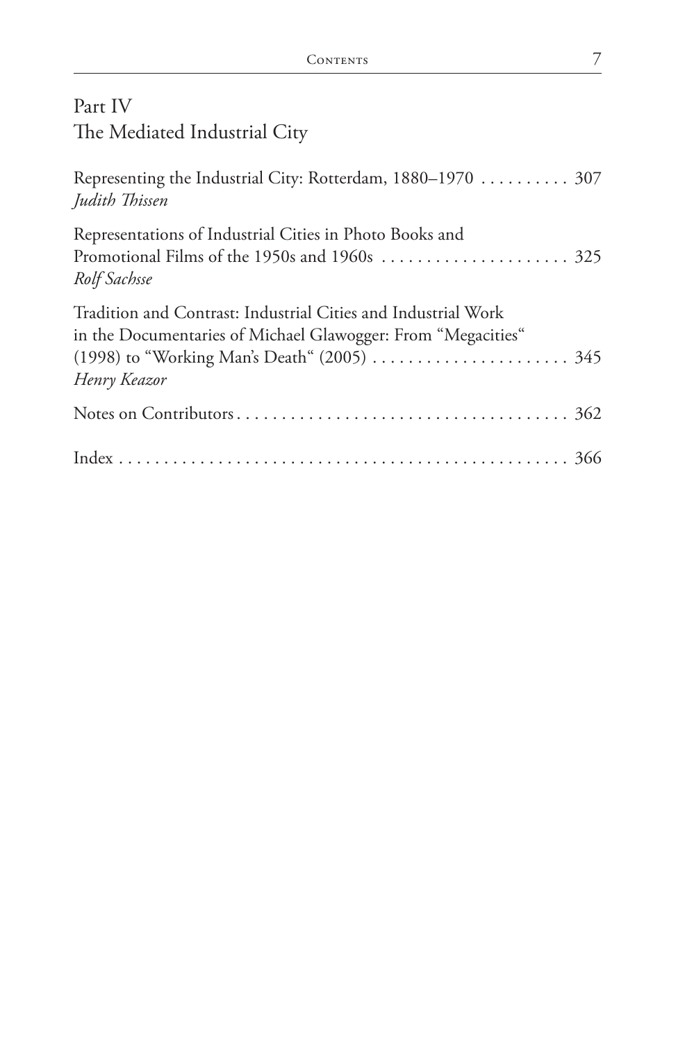## Part IV
## The Mediated Industrial City

Representing the Industrial City: Rotterdam, 1880–1970 .......... 307
*Judith Thissen*

Representations of Industrial Cities in Photo Books and Promotional Films of the 1950s and 1960s ..................... 325
*Rolf Sachsse*

Tradition and Contrast: Industrial Cities and Industrial Work in the Documentaries of Michael Glawogger: From "Megacities" (1998) to "Working Man's Death" (2005) ...................... 345
*Henry Keazor*

Notes on Contributors ...................................... 362

Index .................................................... 366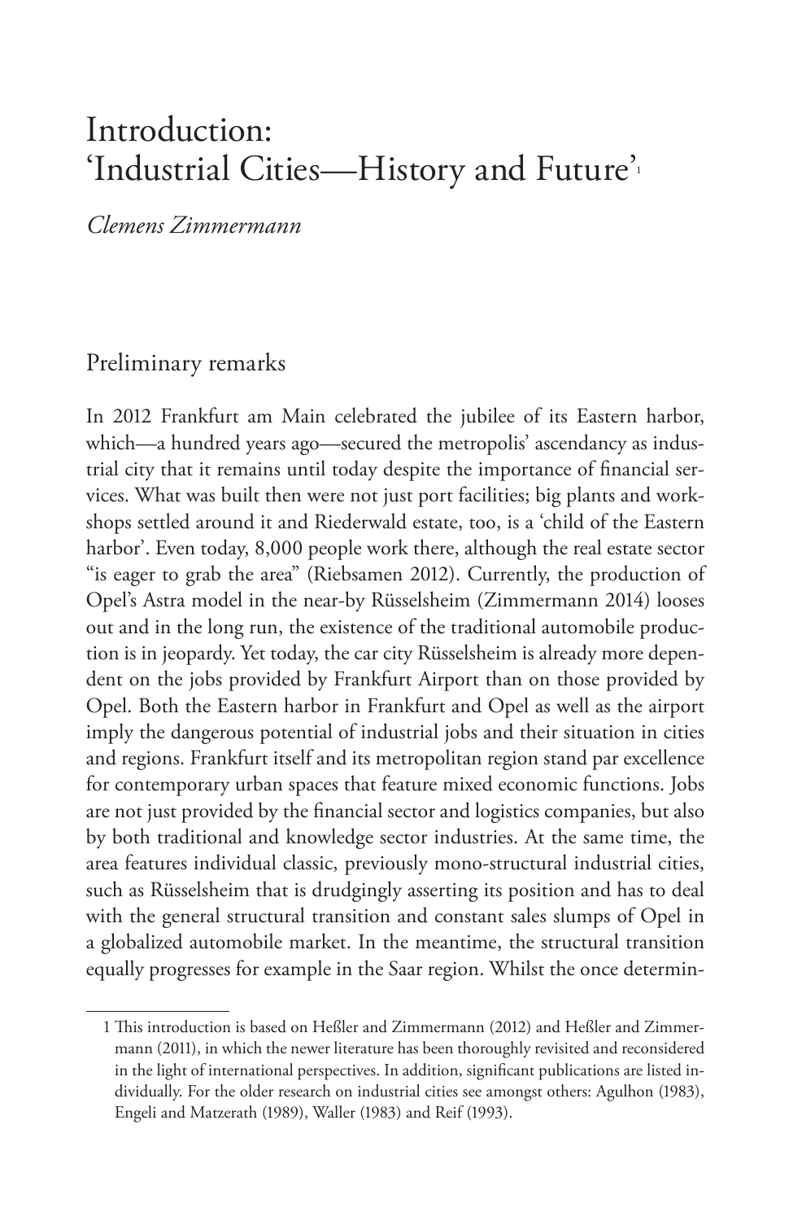# Introduction: 'Industrial Cities—History and Future'[1]

*Clemens Zimmermann*

## Preliminary remarks

In 2012 Frankfurt am Main celebrated the jubilee of its Eastern harbor, which—a hundred years ago—secured the metropolis' ascendancy as industrial city that it remains until today despite the importance of financial services. What was built then were not just port facilities; big plants and workshops settled around it and Riederwald estate, too, is a 'child of the Eastern harbor'. Even today, 8,000 people work there, although the real estate sector "is eager to grab the area" (Riebsamen 2012). Currently, the production of Opel's Astra model in the near-by Rüsselsheim (Zimmermann 2014) looses out and in the long run, the existence of the traditional automobile production is in jeopardy. Yet today, the car city Rüsselsheim is already more dependent on the jobs provided by Frankfurt Airport than on those provided by Opel. Both the Eastern harbor in Frankfurt and Opel as well as the airport imply the dangerous potential of industrial jobs and their situation in cities and regions. Frankfurt itself and its metropolitan region stand par excellence for contemporary urban spaces that feature mixed economic functions. Jobs are not just provided by the financial sector and logistics companies, but also by both traditional and knowledge sector industries. At the same time, the area features individual classic, previously mono-structural industrial cities, such as Rüsselsheim that is drudgingly asserting its position and has to deal with the general structural transition and constant sales slumps of Opel in a globalized automobile market. In the meantime, the structural transition equally progresses for example in the Saar region. Whilst the once determin-

---

1 This introduction is based on Heßler and Zimmermann (2012) and Heßler and Zimmermann (2011), in which the newer literature has been thoroughly revisited and reconsidered in the light of international perspectives. In addition, significant publications are listed individually. For the older research on industrial cities see amongst others: Agulhon (1983), Engeli and Matzerath (1989), Waller (1983) and Reif (1993).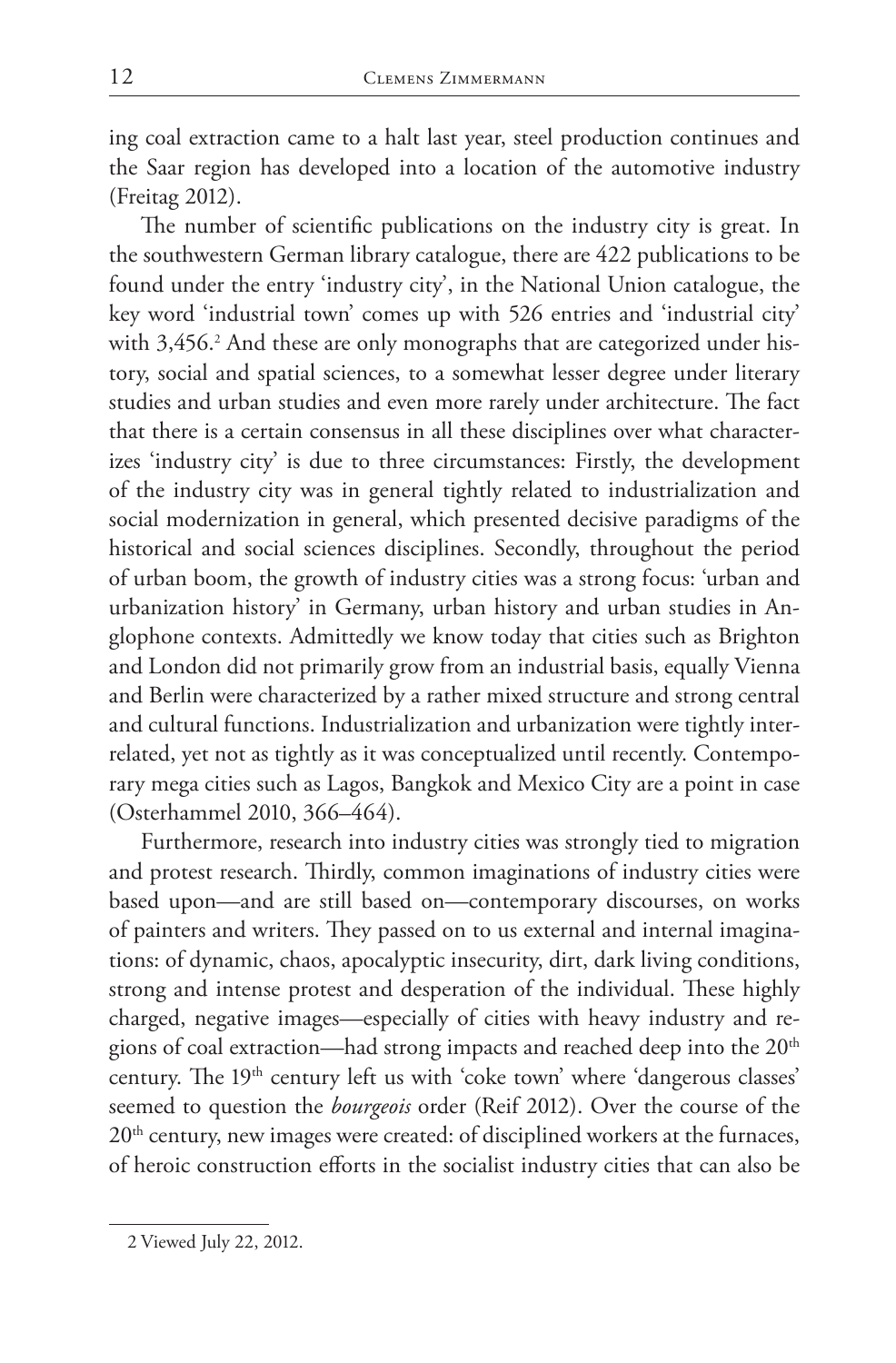ing coal extraction came to a halt last year, steel production continues and the Saar region has developed into a location of the automotive industry (Freitag 2012).

The number of scientific publications on the industry city is great. In the southwestern German library catalogue, there are 422 publications to be found under the entry 'industry city', in the National Union catalogue, the key word 'industrial town' comes up with 526 entries and 'industrial city' with 3,456.[2] And these are only monographs that are categorized under history, social and spatial sciences, to a somewhat lesser degree under literary studies and urban studies and even more rarely under architecture. The fact that there is a certain consensus in all these disciplines over what characterizes 'industry city' is due to three circumstances: Firstly, the development of the industry city was in general tightly related to industrialization and social modernization in general, which presented decisive paradigms of the historical and social sciences disciplines. Secondly, throughout the period of urban boom, the growth of industry cities was a strong focus: 'urban and urbanization history' in Germany, urban history and urban studies in Anglophone contexts. Admittedly we know today that cities such as Brighton and London did not primarily grow from an industrial basis, equally Vienna and Berlin were characterized by a rather mixed structure and strong central and cultural functions. Industrialization and urbanization were tightly interrelated, yet not as tightly as it was conceptualized until recently. Contemporary mega cities such as Lagos, Bangkok and Mexico City are a point in case (Osterhammel 2010, 366–464).

Furthermore, research into industry cities was strongly tied to migration and protest research. Thirdly, common imaginations of industry cities were based upon—and are still based on—contemporary discourses, on works of painters and writers. They passed on to us external and internal imaginations: of dynamic, chaos, apocalyptic insecurity, dirt, dark living conditions, strong and intense protest and desperation of the individual. These highly charged, negative images—especially of cities with heavy industry and regions of coal extraction—had strong impacts and reached deep into the 20th century. The 19th century left us with 'coke town' where 'dangerous classes' seemed to question the *bourgeois* order (Reif 2012). Over the course of the 20th century, new images were created: of disciplined workers at the furnaces, of heroic construction efforts in the socialist industry cities that can also be

2 Viewed July 22, 2012.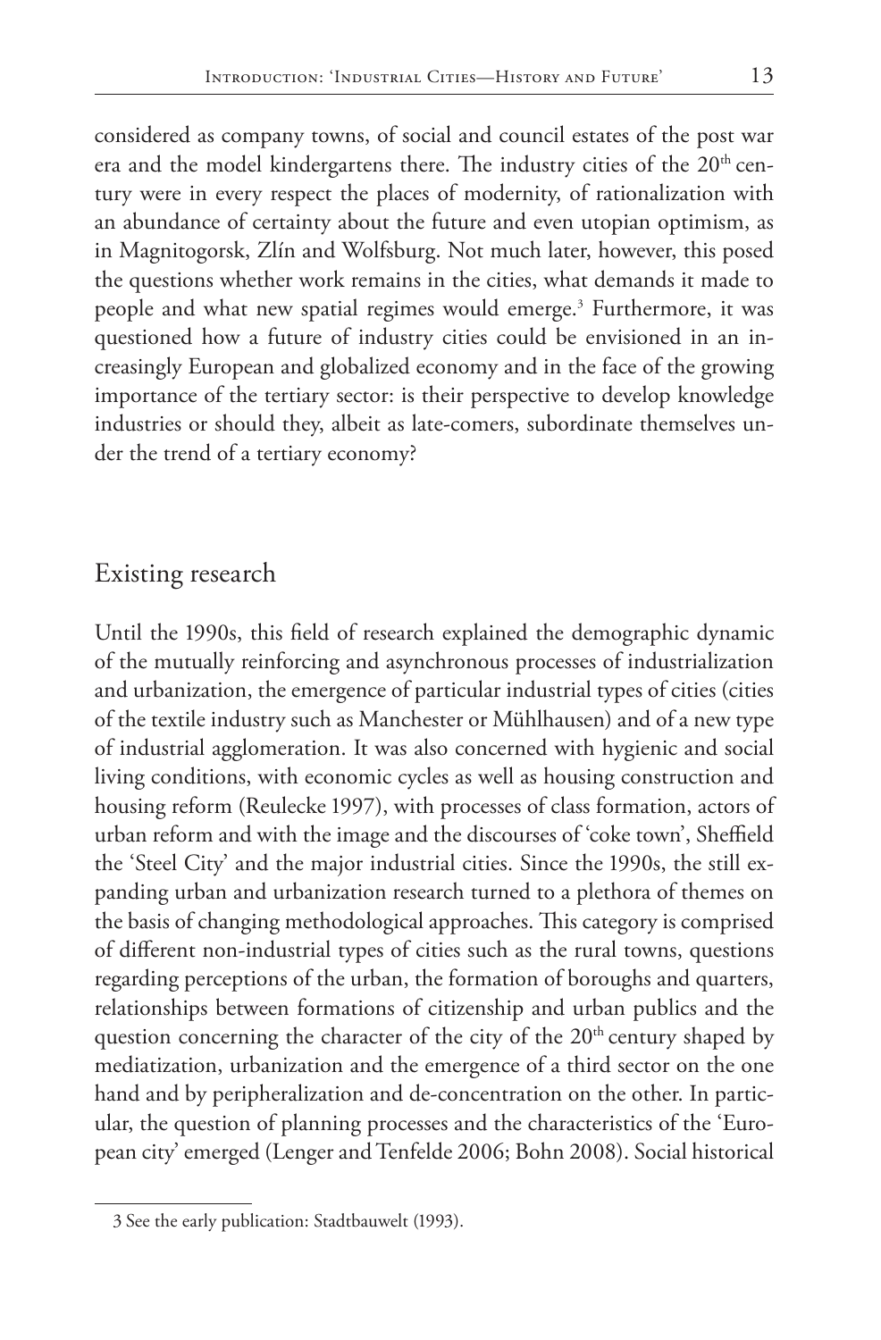considered as company towns, of social and council estates of the post war era and the model kindergartens there. The industry cities of the 20th century were in every respect the places of modernity, of rationalization with an abundance of certainty about the future and even utopian optimism, as in Magnitogorsk, Zlín and Wolfsburg. Not much later, however, this posed the questions whether work remains in the cities, what demands it made to people and what new spatial regimes would emerge.[3] Furthermore, it was questioned how a future of industry cities could be envisioned in an increasingly European and globalized economy and in the face of the growing importance of the tertiary sector: is their perspective to develop knowledge industries or should they, albeit as late-comers, subordinate themselves under the trend of a tertiary economy?

## Existing research

Until the 1990s, this field of research explained the demographic dynamic of the mutually reinforcing and asynchronous processes of industrialization and urbanization, the emergence of particular industrial types of cities (cities of the textile industry such as Manchester or Mühlhausen) and of a new type of industrial agglomeration. It was also concerned with hygienic and social living conditions, with economic cycles as well as housing construction and housing reform (Reulecke 1997), with processes of class formation, actors of urban reform and with the image and the discourses of 'coke town', Sheffield the 'Steel City' and the major industrial cities. Since the 1990s, the still expanding urban and urbanization research turned to a plethora of themes on the basis of changing methodological approaches. This category is comprised of different non-industrial types of cities such as the rural towns, questions regarding perceptions of the urban, the formation of boroughs and quarters, relationships between formations of citizenship and urban publics and the question concerning the character of the city of the 20th century shaped by mediatization, urbanization and the emergence of a third sector on the one hand and by peripheralization and de-concentration on the other. In particular, the question of planning processes and the characteristics of the 'European city' emerged (Lenger and Tenfelde 2006; Bohn 2008). Social historical

3 See the early publication: Stadtbauwelt (1993).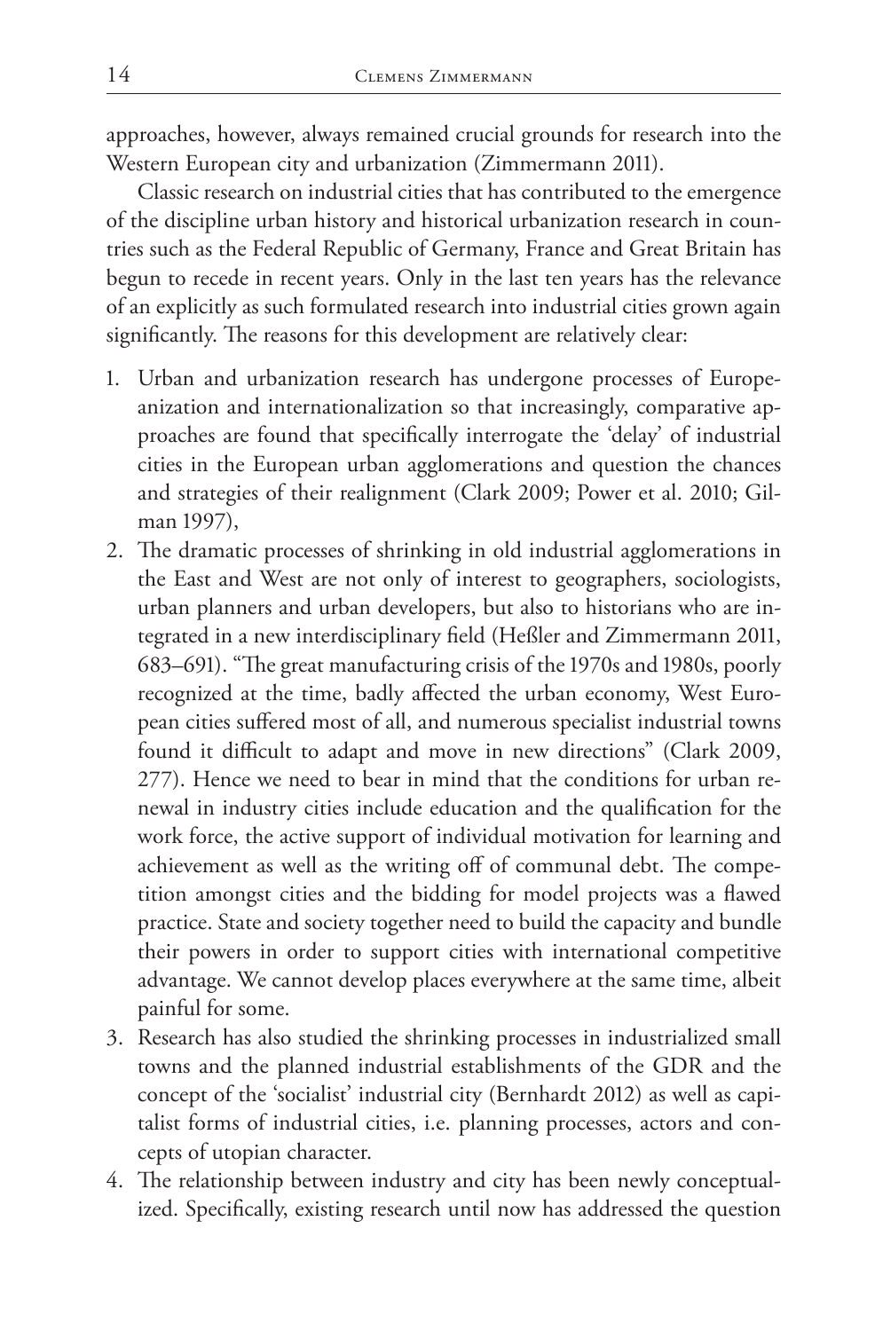approaches, however, always remained crucial grounds for research into the Western European city and urbanization (Zimmermann 2011).

Classic research on industrial cities that has contributed to the emergence of the discipline urban history and historical urbanization research in countries such as the Federal Republic of Germany, France and Great Britain has begun to recede in recent years. Only in the last ten years has the relevance of an explicitly as such formulated research into industrial cities grown again significantly. The reasons for this development are relatively clear:

1. Urban and urbanization research has undergone processes of Europeanization and internationalization so that increasingly, comparative approaches are found that specifically interrogate the 'delay' of industrial cities in the European urban agglomerations and question the chances and strategies of their realignment (Clark 2009; Power et al. 2010; Gilman 1997),
2. The dramatic processes of shrinking in old industrial agglomerations in the East and West are not only of interest to geographers, sociologists, urban planners and urban developers, but also to historians who are integrated in a new interdisciplinary field (Heßler and Zimmermann 2011, 683–691). "The great manufacturing crisis of the 1970s and 1980s, poorly recognized at the time, badly affected the urban economy, West European cities suffered most of all, and numerous specialist industrial towns found it difficult to adapt and move in new directions" (Clark 2009, 277). Hence we need to bear in mind that the conditions for urban renewal in industry cities include education and the qualification for the work force, the active support of individual motivation for learning and achievement as well as the writing off of communal debt. The competition amongst cities and the bidding for model projects was a flawed practice. State and society together need to build the capacity and bundle their powers in order to support cities with international competitive advantage. We cannot develop places everywhere at the same time, albeit painful for some.
3. Research has also studied the shrinking processes in industrialized small towns and the planned industrial establishments of the GDR and the concept of the 'socialist' industrial city (Bernhardt 2012) as well as capitalist forms of industrial cities, i.e. planning processes, actors and concepts of utopian character.
4. The relationship between industry and city has been newly conceptualized. Specifically, existing research until now has addressed the question